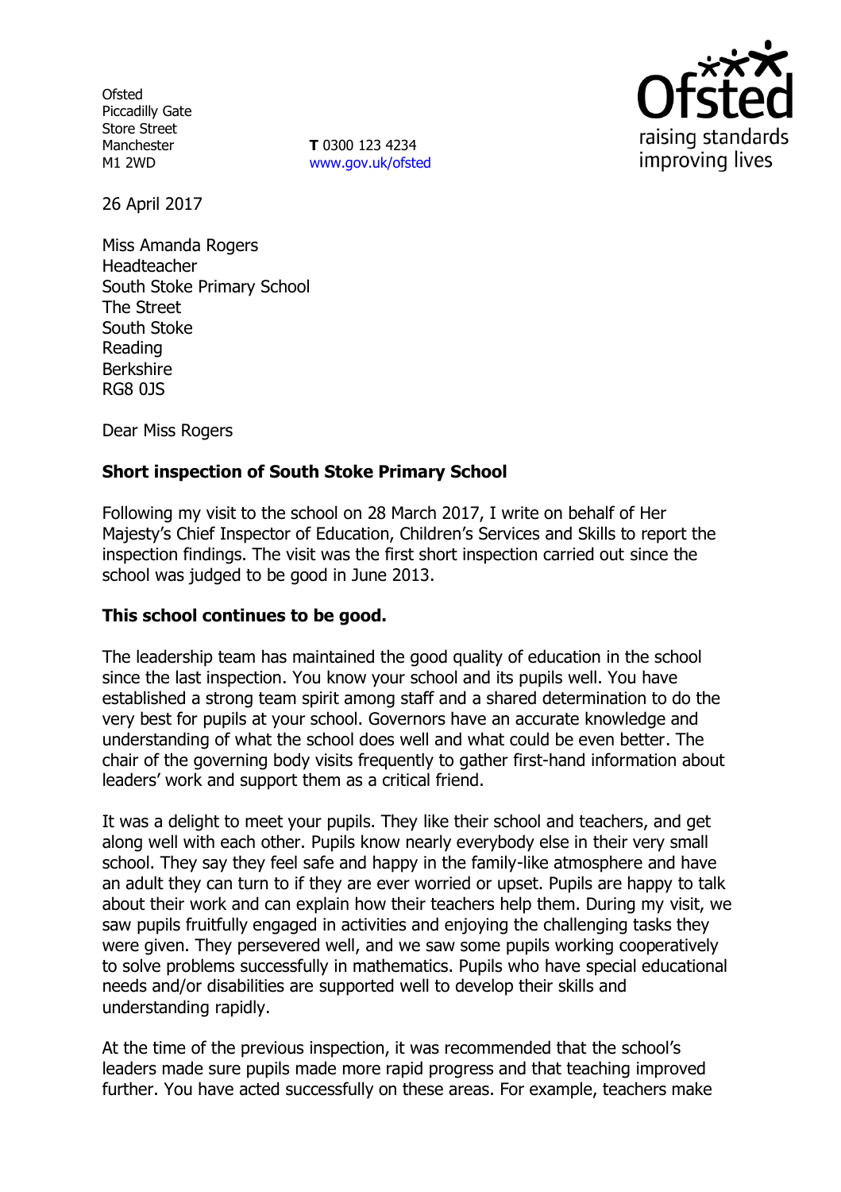Ofsted
Piccadilly Gate
Store Street
Manchester
M1 2WD

**T** 0300 123 4234
www.gov.uk/ofsted

26 April 2017

Miss Amanda Rogers
Headteacher
South Stoke Primary School
The Street
South Stoke
Reading
Berkshire
RG8 0JS

Dear Miss Rogers

**Short inspection of South Stoke Primary School**

Following my visit to the school on 28 March 2017, I write on behalf of Her Majesty's Chief Inspector of Education, Children's Services and Skills to report the inspection findings. The visit was the first short inspection carried out since the school was judged to be good in June 2013.

**This school continues to be good.**

The leadership team has maintained the good quality of education in the school since the last inspection. You know your school and its pupils well. You have established a strong team spirit among staff and a shared determination to do the very best for pupils at your school. Governors have an accurate knowledge and understanding of what the school does well and what could be even better. The chair of the governing body visits frequently to gather first-hand information about leaders' work and support them as a critical friend.

It was a delight to meet your pupils. They like their school and teachers, and get along well with each other. Pupils know nearly everybody else in their very small school. They say they feel safe and happy in the family-like atmosphere and have an adult they can turn to if they are ever worried or upset. Pupils are happy to talk about their work and can explain how their teachers help them. During my visit, we saw pupils fruitfully engaged in activities and enjoying the challenging tasks they were given. They persevered well, and we saw some pupils working cooperatively to solve problems successfully in mathematics. Pupils who have special educational needs and/or disabilities are supported well to develop their skills and understanding rapidly.

At the time of the previous inspection, it was recommended that the school's leaders made sure pupils made more rapid progress and that teaching improved further. You have acted successfully on these areas. For example, teachers make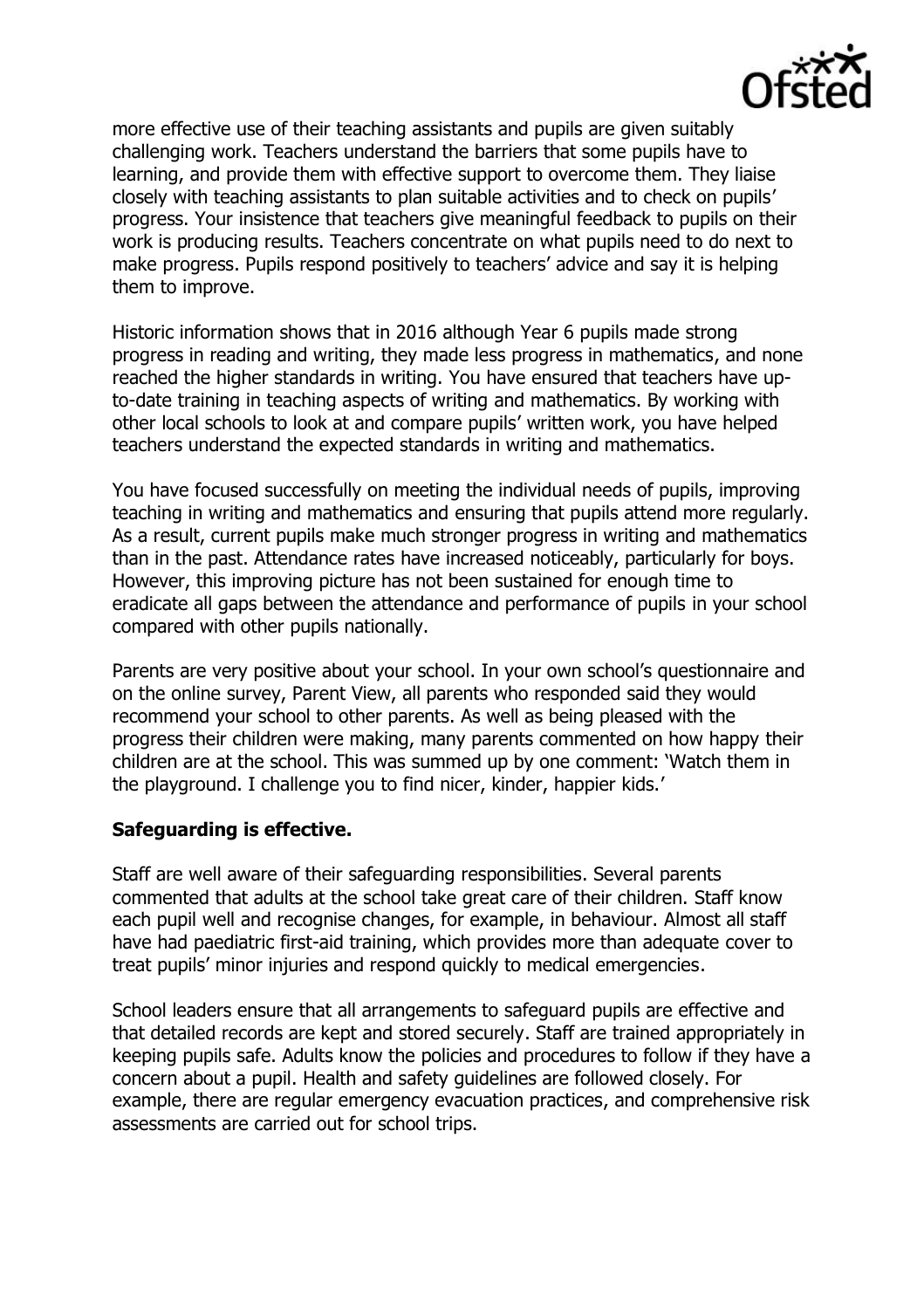more effective use of their teaching assistants and pupils are given suitably challenging work. Teachers understand the barriers that some pupils have to learning, and provide them with effective support to overcome them. They liaise closely with teaching assistants to plan suitable activities and to check on pupils' progress. Your insistence that teachers give meaningful feedback to pupils on their work is producing results. Teachers concentrate on what pupils need to do next to make progress. Pupils respond positively to teachers' advice and say it is helping them to improve.

Historic information shows that in 2016 although Year 6 pupils made strong progress in reading and writing, they made less progress in mathematics, and none reached the higher standards in writing. You have ensured that teachers have up-to-date training in teaching aspects of writing and mathematics. By working with other local schools to look at and compare pupils' written work, you have helped teachers understand the expected standards in writing and mathematics.

You have focused successfully on meeting the individual needs of pupils, improving teaching in writing and mathematics and ensuring that pupils attend more regularly. As a result, current pupils make much stronger progress in writing and mathematics than in the past. Attendance rates have increased noticeably, particularly for boys. However, this improving picture has not been sustained for enough time to eradicate all gaps between the attendance and performance of pupils in your school compared with other pupils nationally.

Parents are very positive about your school. In your own school's questionnaire and on the online survey, Parent View, all parents who responded said they would recommend your school to other parents. As well as being pleased with the progress their children were making, many parents commented on how happy their children are at the school. This was summed up by one comment: 'Watch them in the playground. I challenge you to find nicer, kinder, happier kids.'

**Safeguarding is effective.**

Staff are well aware of their safeguarding responsibilities. Several parents commented that adults at the school take great care of their children. Staff know each pupil well and recognise changes, for example, in behaviour. Almost all staff have had paediatric first-aid training, which provides more than adequate cover to treat pupils' minor injuries and respond quickly to medical emergencies.

School leaders ensure that all arrangements to safeguard pupils are effective and that detailed records are kept and stored securely. Staff are trained appropriately in keeping pupils safe. Adults know the policies and procedures to follow if they have a concern about a pupil. Health and safety guidelines are followed closely. For example, there are regular emergency evacuation practices, and comprehensive risk assessments are carried out for school trips.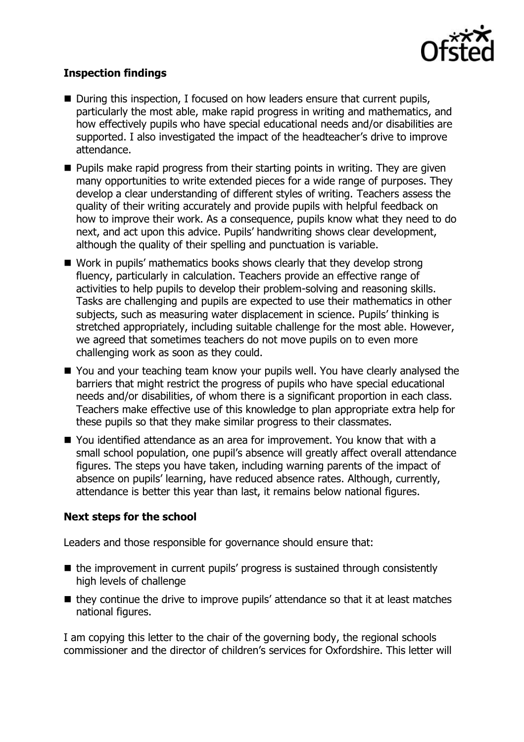### Inspection findings

- During this inspection, I focused on how leaders ensure that current pupils, particularly the most able, make rapid progress in writing and mathematics, and how effectively pupils who have special educational needs and/or disabilities are supported. I also investigated the impact of the headteacher's drive to improve attendance.
- Pupils make rapid progress from their starting points in writing. They are given many opportunities to write extended pieces for a wide range of purposes. They develop a clear understanding of different styles of writing. Teachers assess the quality of their writing accurately and provide pupils with helpful feedback on how to improve their work. As a consequence, pupils know what they need to do next, and act upon this advice. Pupils' handwriting shows clear development, although the quality of their spelling and punctuation is variable.
- Work in pupils' mathematics books shows clearly that they develop strong fluency, particularly in calculation. Teachers provide an effective range of activities to help pupils to develop their problem-solving and reasoning skills. Tasks are challenging and pupils are expected to use their mathematics in other subjects, such as measuring water displacement in science. Pupils' thinking is stretched appropriately, including suitable challenge for the most able. However, we agreed that sometimes teachers do not move pupils on to even more challenging work as soon as they could.
- You and your teaching team know your pupils well. You have clearly analysed the barriers that might restrict the progress of pupils who have special educational needs and/or disabilities, of whom there is a significant proportion in each class. Teachers make effective use of this knowledge to plan appropriate extra help for these pupils so that they make similar progress to their classmates.
- You identified attendance as an area for improvement. You know that with a small school population, one pupil's absence will greatly affect overall attendance figures. The steps you have taken, including warning parents of the impact of absence on pupils' learning, have reduced absence rates. Although, currently, attendance is better this year than last, it remains below national figures.

### Next steps for the school

Leaders and those responsible for governance should ensure that:

- the improvement in current pupils' progress is sustained through consistently high levels of challenge
- they continue the drive to improve pupils' attendance so that it at least matches national figures.

I am copying this letter to the chair of the governing body, the regional schools commissioner and the director of children's services for Oxfordshire. This letter will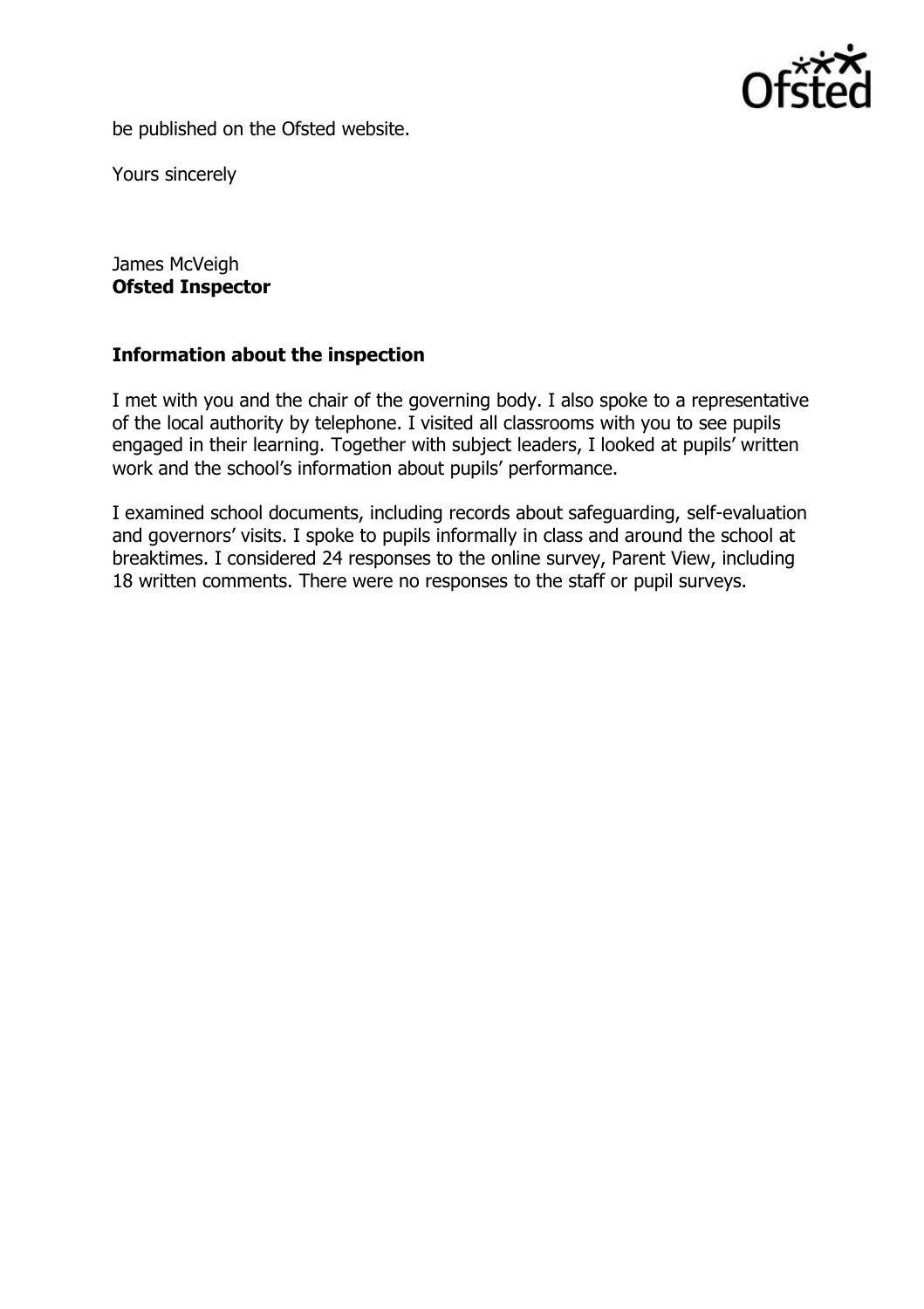be published on the Ofsted website.

Yours sincerely

James McVeigh
**Ofsted Inspector**

### Information about the inspection

I met with you and the chair of the governing body. I also spoke to a representative of the local authority by telephone. I visited all classrooms with you to see pupils engaged in their learning. Together with subject leaders, I looked at pupils' written work and the school's information about pupils' performance.

I examined school documents, including records about safeguarding, self-evaluation and governors' visits. I spoke to pupils informally in class and around the school at breaktimes. I considered 24 responses to the online survey, Parent View, including 18 written comments. There were no responses to the staff or pupil surveys.